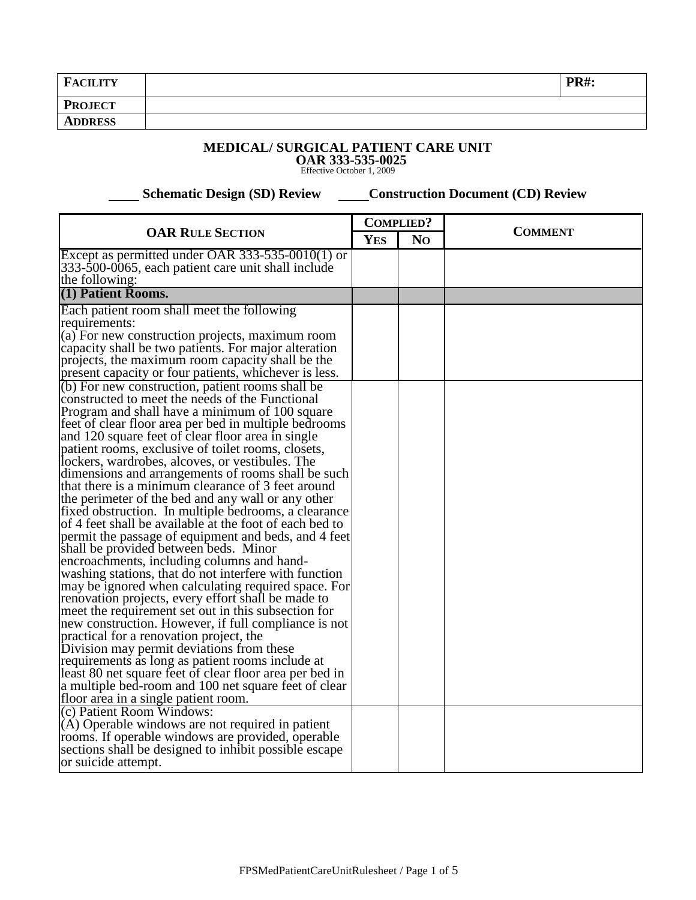| **FACILITY** | | **PR#:** |
|---|---|---|
| **PROJECT** | | |
| **ADDRESS** | | |

## MEDICAL/ SURGICAL PATIENT CARE UNIT

**OAR 333-535-0025**

Effective October 1, 2009

____ **Schematic Design (SD) Review** ____ **Construction Document (CD) Review**

| **OAR RULE SECTION** | **COMPLIED?** | | **COMMENT** |
|---|---|---|---|
| | **YES** | **NO** | |
| Except as permitted under OAR 333-535-0010(1) or 333-500-0065, each patient care unit shall include the following: | | | |
| **(1) Patient Rooms.** | | | |
| Each patient room shall meet the following requirements:<br>(a) For new construction projects, maximum room capacity shall be two patients. For major alteration projects, the maximum room capacity shall be the present capacity or four patients, whichever is less. | | | |
| (b) For new construction, patient rooms shall be constructed to meet the needs of the Functional Program and shall have a minimum of 100 square feet of clear floor area per bed in multiple bedrooms and 120 square feet of clear floor area in single patient rooms, exclusive of toilet rooms, closets, lockers, wardrobes, alcoves, or vestibules. The dimensions and arrangements of rooms shall be such that there is a minimum clearance of 3 feet around the perimeter of the bed and any wall or any other fixed obstruction. In multiple bedrooms, a clearance of 4 feet shall be available at the foot of each bed to permit the passage of equipment and beds, and 4 feet shall be provided between beds. Minor encroachments, including columns and hand-washing stations, that do not interfere with function may be ignored when calculating required space. For renovation projects, every effort shall be made to meet the requirement set out in this subsection for new construction. However, if full compliance is not practical for a renovation project, the Division may permit deviations from these requirements as long as patient rooms include at least 80 net square feet of clear floor area per bed in a multiple bed-room and 100 net square feet of clear floor area in a single patient room. | | | |
| (c) Patient Room Windows:<br>(A) Operable windows are not required in patient rooms. If operable windows are provided, operable sections shall be designed to inhibit possible escape or suicide attempt. | | | |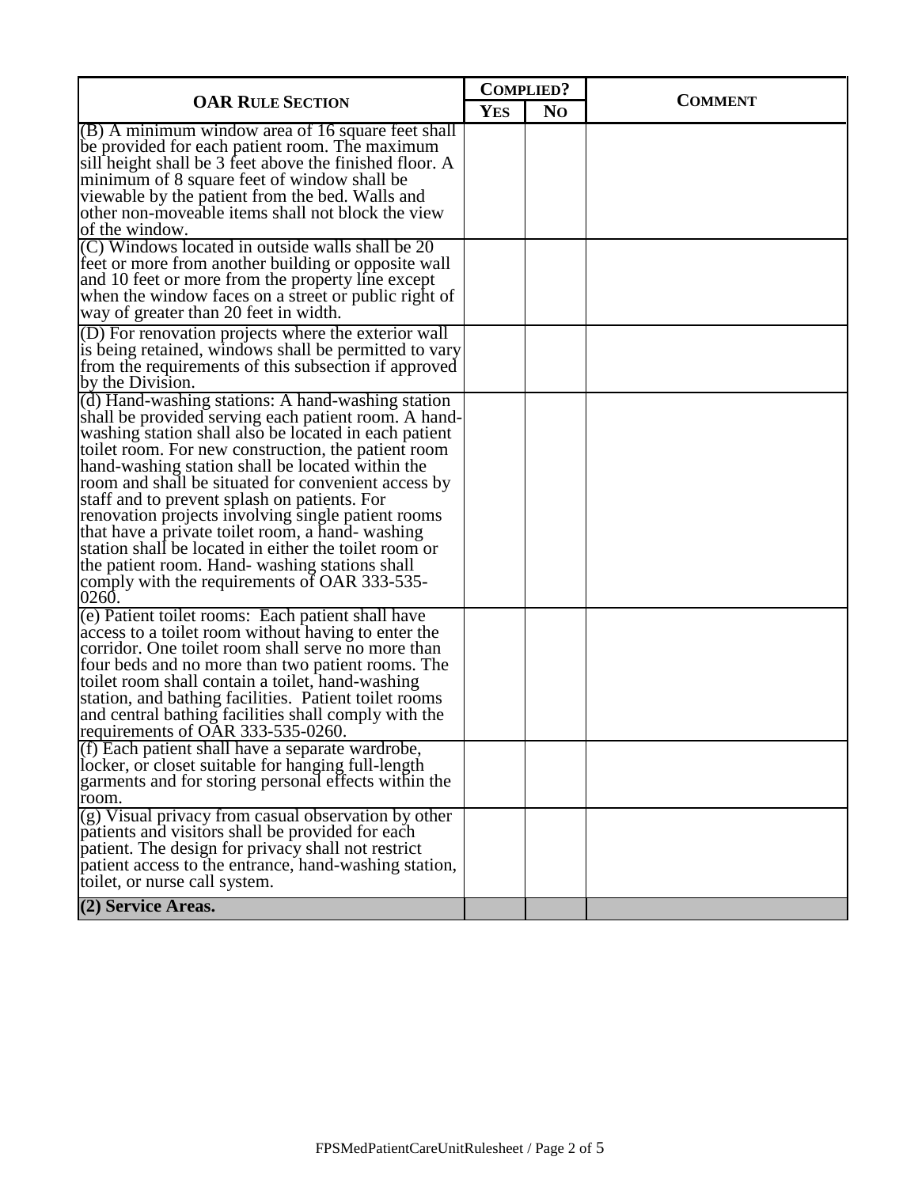| OAR RULE SECTION | COMPLIED? | | COMMENT |
|---|---|---|---|
| | YES | NO | |
| (B) A minimum window area of 16 square feet shall be provided for each patient room. The maximum sill height shall be 3 feet above the finished floor. A minimum of 8 square feet of window shall be viewable by the patient from the bed. Walls and other non-moveable items shall not block the view of the window. | | | |
| (C) Windows located in outside walls shall be 20 feet or more from another building or opposite wall and 10 feet or more from the property line except when the window faces on a street or public right of way of greater than 20 feet in width. | | | |
| (D) For renovation projects where the exterior wall is being retained, windows shall be permitted to vary from the requirements of this subsection if approved by the Division. | | | |
| (d) Hand-washing stations: A hand-washing station shall be provided serving each patient room. A hand-washing station shall also be located in each patient toilet room. For new construction, the patient room hand-washing station shall be located within the room and shall be situated for convenient access by staff and to prevent splash on patients. For renovation projects involving single patient rooms that have a private toilet room, a hand- washing station shall be located in either the toilet room or the patient room. Hand- washing stations shall comply with the requirements of OAR 333-535-0260. | | | |
| (e) Patient toilet rooms: Each patient shall have access to a toilet room without having to enter the corridor. One toilet room shall serve no more than four beds and no more than two patient rooms. The toilet room shall contain a toilet, hand-washing station, and bathing facilities. Patient toilet rooms and central bathing facilities shall comply with the requirements of OAR 333-535-0260. | | | |
| (f) Each patient shall have a separate wardrobe, locker, or closet suitable for hanging full-length garments and for storing personal effects within the room. | | | |
| (g) Visual privacy from casual observation by other patients and visitors shall be provided for each patient. The design for privacy shall not restrict patient access to the entrance, hand-washing station, toilet, or nurse call system. | | | |
| **(2) Service Areas.** | | | |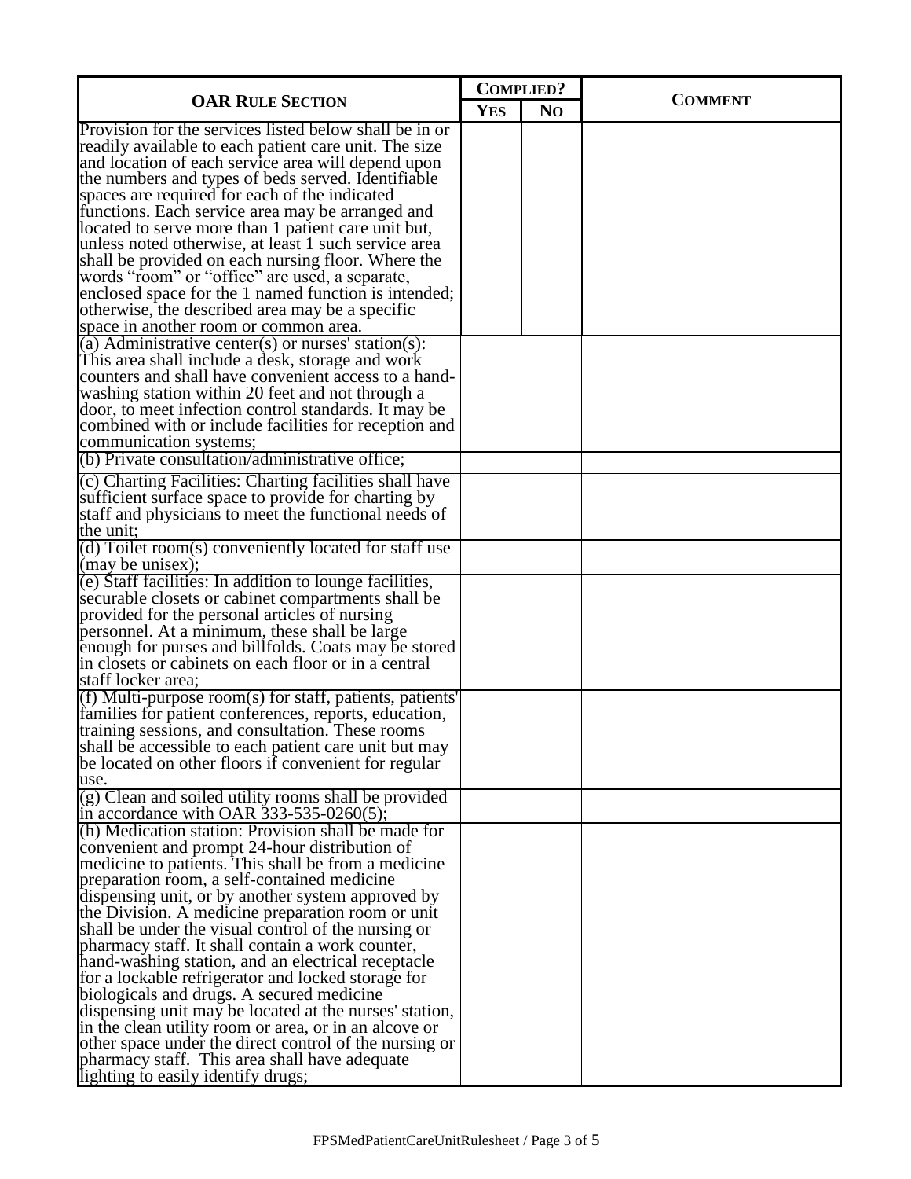| OAR Rule Section | Complied? | | Comment |
|---|---|---|---|
| | Yes | No | |
| Provision for the services listed below shall be in or readily available to each patient care unit. The size and location of each service area will depend upon the numbers and types of beds served. Identifiable spaces are required for each of the indicated functions. Each service area may be arranged and located to serve more than 1 patient care unit but, unless noted otherwise, at least 1 such service area shall be provided on each nursing floor. Where the words "room" or "office" are used, a separate, enclosed space for the 1 named function is intended; otherwise, the described area may be a specific space in another room or common area. | | | |
| (a) Administrative center(s) or nurses' station(s): This area shall include a desk, storage and work counters and shall have convenient access to a hand-washing station within 20 feet and not through a door, to meet infection control standards. It may be combined with or include facilities for reception and communication systems; | | | |
| (b) Private consultation/administrative office; | | | |
| (c) Charting Facilities: Charting facilities shall have sufficient surface space to provide for charting by staff and physicians to meet the functional needs of the unit; | | | |
| (d) Toilet room(s) conveniently located for staff use (may be unisex); | | | |
| (e) Staff facilities: In addition to lounge facilities, securable closets or cabinet compartments shall be provided for the personal articles of nursing personnel. At a minimum, these shall be large enough for purses and billfolds. Coats may be stored in closets or cabinets on each floor or in a central staff locker area; | | | |
| (f) Multi-purpose room(s) for staff, patients, patients' families for patient conferences, reports, education, training sessions, and consultation. These rooms shall be accessible to each patient care unit but may be located on other floors if convenient for regular use. | | | |
| (g) Clean and soiled utility rooms shall be provided in accordance with OAR 333-535-0260(5); | | | |
| (h) Medication station: Provision shall be made for convenient and prompt 24-hour distribution of medicine to patients. This shall be from a medicine preparation room, a self-contained medicine dispensing unit, or by another system approved by the Division. A medicine preparation room or unit shall be under the visual control of the nursing or pharmacy staff. It shall contain a work counter, hand-washing station, and an electrical receptacle for a lockable refrigerator and locked storage for biologicals and drugs. A secured medicine dispensing unit may be located at the nurses' station, in the clean utility room or area, or in an alcove or other space under the direct control of the nursing or pharmacy staff. This area shall have adequate lighting to easily identify drugs; | | | |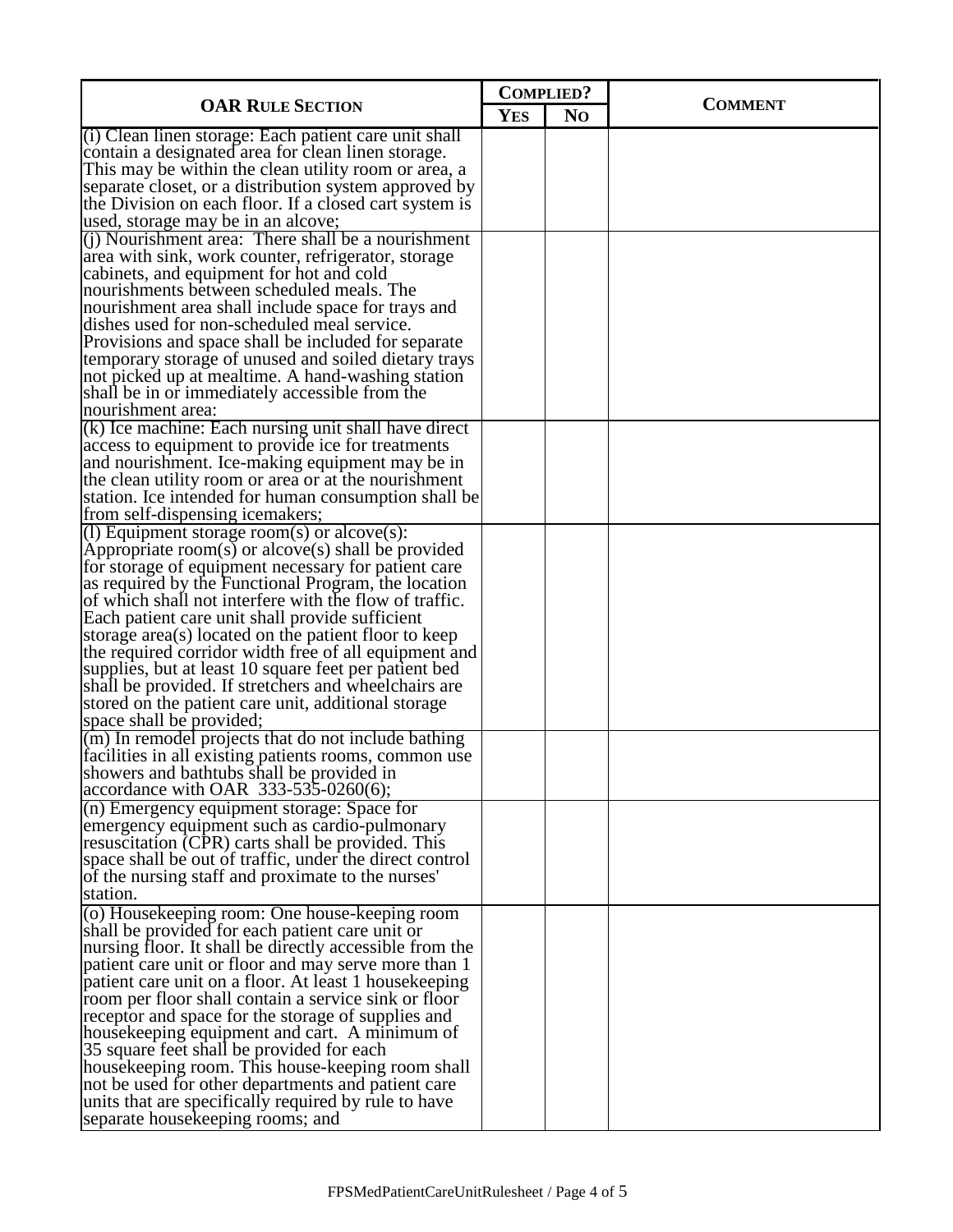| OAR RULE SECTION | COMPLIED? | | COMMENT |
|---|---|---|---|
| | YES | NO | |
| (i) Clean linen storage: Each patient care unit shall contain a designated area for clean linen storage. This may be within the clean utility room or area, a separate closet, or a distribution system approved by the Division on each floor. If a closed cart system is used, storage may be in an alcove; | | | |
| (j) Nourishment area: There shall be a nourishment area with sink, work counter, refrigerator, storage cabinets, and equipment for hot and cold nourishments between scheduled meals. The nourishment area shall include space for trays and dishes used for non-scheduled meal service. Provisions and space shall be included for separate temporary storage of unused and soiled dietary trays not picked up at mealtime. A hand-washing station shall be in or immediately accessible from the nourishment area: | | | |
| (k) Ice machine: Each nursing unit shall have direct access to equipment to provide ice for treatments and nourishment. Ice-making equipment may be in the clean utility room or area or at the nourishment station. Ice intended for human consumption shall be from self-dispensing icemakers; | | | |
| (l) Equipment storage room(s) or alcove(s): Appropriate room(s) or alcove(s) shall be provided for storage of equipment necessary for patient care as required by the Functional Program, the location of which shall not interfere with the flow of traffic. Each patient care unit shall provide sufficient storage area(s) located on the patient floor to keep the required corridor width free of all equipment and supplies, but at least 10 square feet per patient bed shall be provided. If stretchers and wheelchairs are stored on the patient care unit, additional storage space shall be provided; | | | |
| (m) In remodel projects that do not include bathing facilities in all existing patients rooms, common use showers and bathtubs shall be provided in accordance with OAR 333-535-0260(6); | | | |
| (n) Emergency equipment storage: Space for emergency equipment such as cardio-pulmonary resuscitation (CPR) carts shall be provided. This space shall be out of traffic, under the direct control of the nursing staff and proximate to the nurses' station. | | | |
| (o) Housekeeping room: One house-keeping room shall be provided for each patient care unit or nursing floor. It shall be directly accessible from the patient care unit or floor and may serve more than 1 patient care unit on a floor. At least 1 housekeeping room per floor shall contain a service sink or floor receptor and space for the storage of supplies and housekeeping equipment and cart. A minimum of 35 square feet shall be provided for each housekeeping room. This house-keeping room shall not be used for other departments and patient care units that are specifically required by rule to have separate housekeeping rooms; and | | | |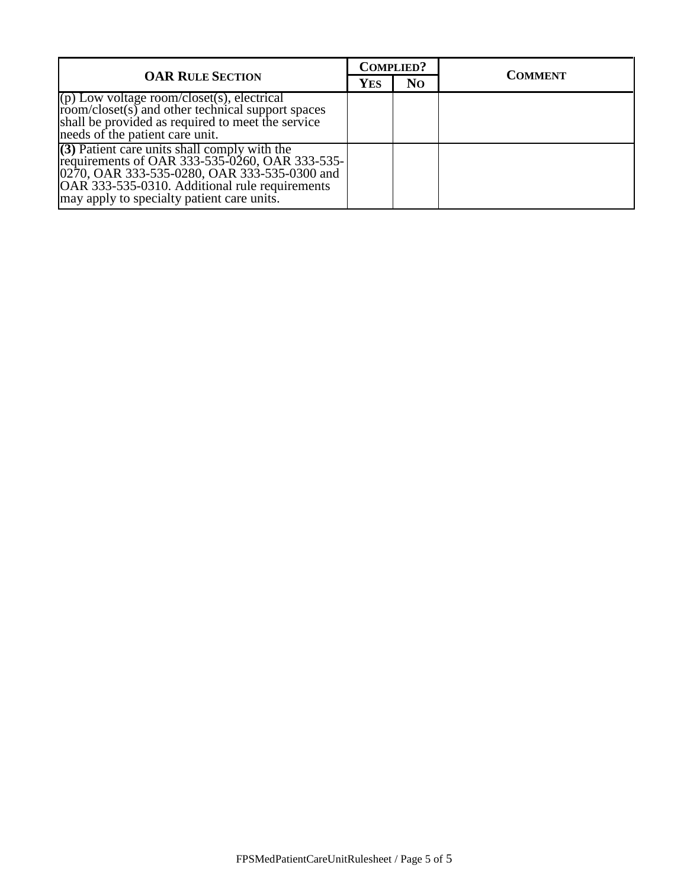| OAR RULE SECTION | COMPLIED? | | COMMENT |
|---|---|---|---|
| | YES | NO | |
| (p) Low voltage room/closet(s), electrical room/closet(s) and other technical support spaces shall be provided as required to meet the service needs of the patient care unit. | | | |
| **(3)** Patient care units shall comply with the requirements of OAR 333-535-0260, OAR 333-535-0270, OAR 333-535-0280, OAR 333-535-0300 and OAR 333-535-0310. Additional rule requirements may apply to specialty patient care units. | | | |